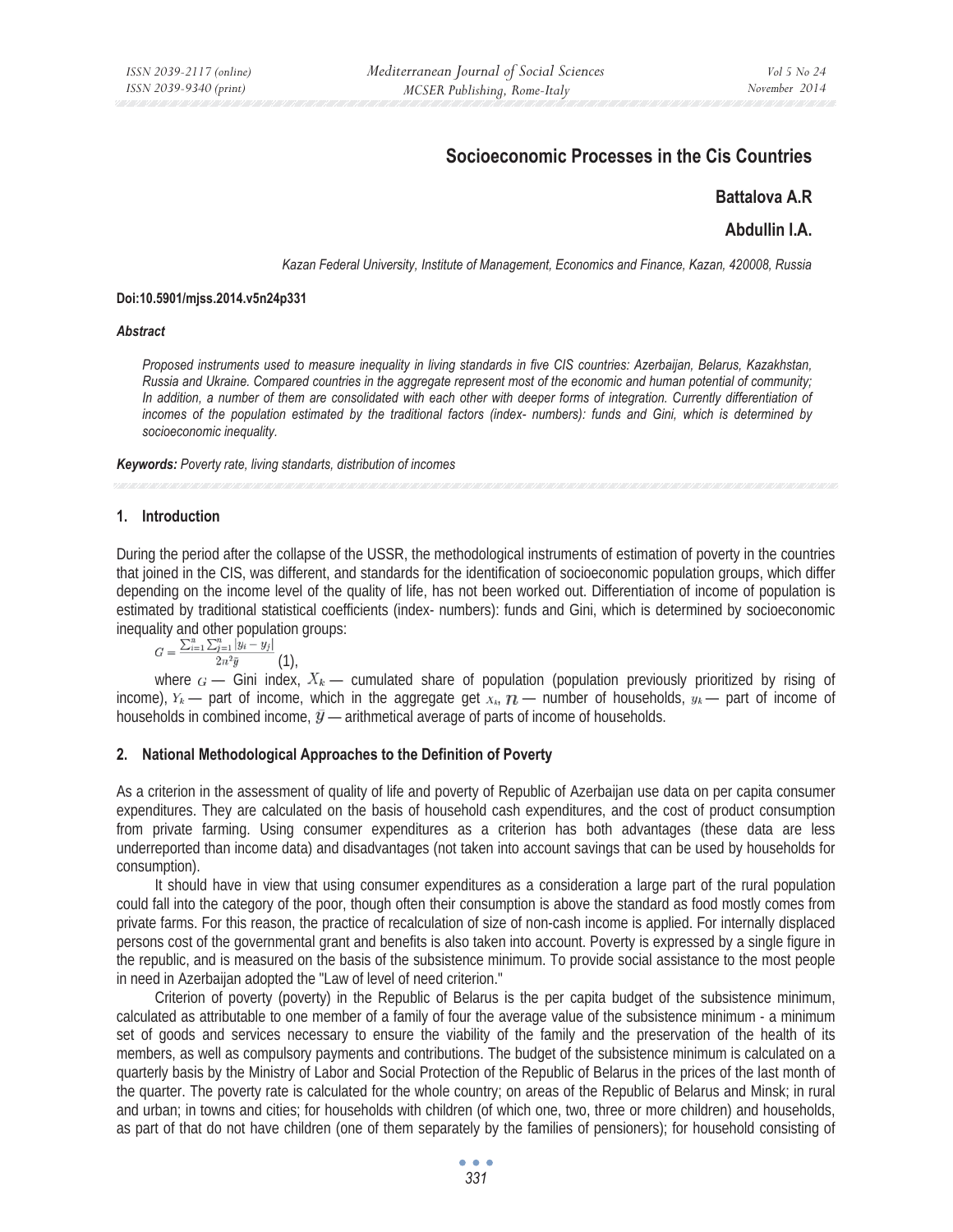# Socioeconomic Processes in the Cis Countries

**Battalova A.R**

**Abdullin I.A.**

*Kazan Federal University, Institute of Management, Economics and Finance, Kazan, 420008, Russia*

**Doi:10.5901/mjss.2014.v5n24p331**

***Abstract***

*Proposed instruments used to measure inequality in living standards in five CIS countries: Azerbaijan, Belarus, Kazakhstan, Russia and Ukraine. Compared countries in the aggregate represent most of the economic and human potential of community; In addition, a number of them are consolidated with each other with deeper forms of integration. Currently differentiation of incomes of the population estimated by the traditional factors (index- numbers): funds and Gini, which is determined by socioeconomic inequality.*

***Keywords:*** *Poverty rate, living standarts, distribution of incomes*

## 1. Introduction

During the period after the collapse of the USSR, the methodological instruments of estimation of poverty in the countries that joined in the CIS, was different, and standards for the identification of socioeconomic population groups, which differ depending on the income level of the quality of life, has not been worked out. Differentiation of income of population is estimated by traditional statistical coefficients (index- numbers): funds and Gini, which is determined by socioeconomic inequality and other population groups:

$$G = \frac{\sum_{i=1}^{n}\sum_{j=1}^{n}|y_i - y_j|}{2n^2\bar{y}} \quad (1),$$

where $G$ — Gini index, $X_k$ — cumulated share of population (population previously prioritized by rising of income), $Y_k$ — part of income, which in the aggregate get $X_k$, $n$ — number of households, $y_k$ — part of income of households in combined income, $\bar{y}$ — arithmetical average of parts of income of households.

## 2. National Methodological Approaches to the Definition of Poverty

As a criterion in the assessment of quality of life and poverty of Republic of Azerbaijan use data on per capita consumer expenditures. They are calculated on the basis of household cash expenditures, and the cost of product consumption from private farming. Using consumer expenditures as a criterion has both advantages (these data are less underreported than income data) and disadvantages (not taken into account savings that can be used by households for consumption).

It should have in view that using consumer expenditures as a consideration a large part of the rural population could fall into the category of the poor, though often their consumption is above the standard as food mostly comes from private farms. For this reason, the practice of recalculation of size of non-cash income is applied. For internally displaced persons cost of the governmental grant and benefits is also taken into account. Poverty is expressed by a single figure in the republic, and is measured on the basis of the subsistence minimum. To provide social assistance to the most people in need in Azerbaijan adopted the "Law of level of need criterion."

Criterion of poverty (poverty) in the Republic of Belarus is the per capita budget of the subsistence minimum, calculated as attributable to one member of a family of four the average value of the subsistence minimum - a minimum set of goods and services necessary to ensure the viability of the family and the preservation of the health of its members, as well as compulsory payments and contributions. The budget of the subsistence minimum is calculated on a quarterly basis by the Ministry of Labor and Social Protection of the Republic of Belarus in the prices of the last month of the quarter. The poverty rate is calculated for the whole country; on areas of the Republic of Belarus and Minsk; in rural and urban; in towns and cities; for households with children (of which one, two, three or more children) and households, as part of that do not have children (one of them separately by the families of pensioners); for household consisting of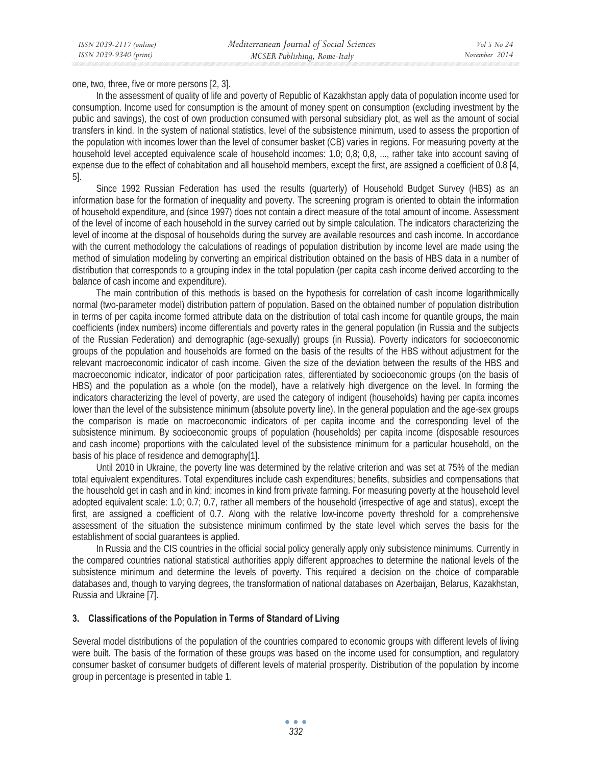one, two, three, five or more persons [2, 3].

In the assessment of quality of life and poverty of Republic of Kazakhstan apply data of population income used for consumption. Income used for consumption is the amount of money spent on consumption (excluding investment by the public and savings), the cost of own production consumed with personal subsidiary plot, as well as the amount of social transfers in kind. In the system of national statistics, level of the subsistence minimum, used to assess the proportion of the population with incomes lower than the level of consumer basket (CB) varies in regions. For measuring poverty at the household level accepted equivalence scale of household incomes: 1.0; 0,8; 0,8, ..., rather take into account saving of expense due to the effect of cohabitation and all household members, except the first, are assigned a coefficient of 0.8 [4, 5].

Since 1992 Russian Federation has used the results (quarterly) of Household Budget Survey (HBS) as an information base for the formation of inequality and poverty. The screening program is oriented to obtain the information of household expenditure, and (since 1997) does not contain a direct measure of the total amount of income. Assessment of the level of income of each household in the survey carried out by simple calculation. The indicators characterizing the level of income at the disposal of households during the survey are available resources and cash income. In accordance with the current methodology the calculations of readings of population distribution by income level are made using the method of simulation modeling by converting an empirical distribution obtained on the basis of HBS data in a number of distribution that corresponds to a grouping index in the total population (per capita cash income derived according to the balance of cash income and expenditure).

The main contribution of this methods is based on the hypothesis for correlation of cash income logarithmically normal (two-parameter model) distribution pattern of population. Based on the obtained number of population distribution in terms of per capita income formed attribute data on the distribution of total cash income for quantile groups, the main coefficients (index numbers) income differentials and poverty rates in the general population (in Russia and the subjects of the Russian Federation) and demographic (age-sexually) groups (in Russia). Poverty indicators for socioeconomic groups of the population and households are formed on the basis of the results of the HBS without adjustment for the relevant macroeconomic indicator of cash income. Given the size of the deviation between the results of the HBS and macroeconomic indicator, indicator of poor participation rates, differentiated by socioeconomic groups (on the basis of HBS) and the population as a whole (on the model), have a relatively high divergence on the level. In forming the indicators characterizing the level of poverty, are used the category of indigent (households) having per capita incomes lower than the level of the subsistence minimum (absolute poverty line). In the general population and the age-sex groups the comparison is made on macroeconomic indicators of per capita income and the corresponding level of the subsistence minimum. By socioeconomic groups of population (households) per capita income (disposable resources and cash income) proportions with the calculated level of the subsistence minimum for a particular household, on the basis of his place of residence and demography[1].

Until 2010 in Ukraine, the poverty line was determined by the relative criterion and was set at 75% of the median total equivalent expenditures. Total expenditures include cash expenditures; benefits, subsidies and compensations that the household get in cash and in kind; incomes in kind from private farming. For measuring poverty at the household level adopted equivalent scale: 1.0; 0.7; 0.7, rather all members of the household (irrespective of age and status), except the first, are assigned a coefficient of 0.7. Along with the relative low-income poverty threshold for a comprehensive assessment of the situation the subsistence minimum confirmed by the state level which serves the basis for the establishment of social guarantees is applied.

In Russia and the CIS countries in the official social policy generally apply only subsistence minimums. Currently in the compared countries national statistical authorities apply different approaches to determine the national levels of the subsistence minimum and determine the levels of poverty. This required a decision on the choice of comparable databases and, though to varying degrees, the transformation of national databases on Azerbaijan, Belarus, Kazakhstan, Russia and Ukraine [7].

## 3. Classifications of the Population in Terms of Standard of Living

Several model distributions of the population of the countries compared to economic groups with different levels of living were built. The basis of the formation of these groups was based on the income used for consumption, and regulatory consumer basket of consumer budgets of different levels of material prosperity. Distribution of the population by income group in percentage is presented in table 1.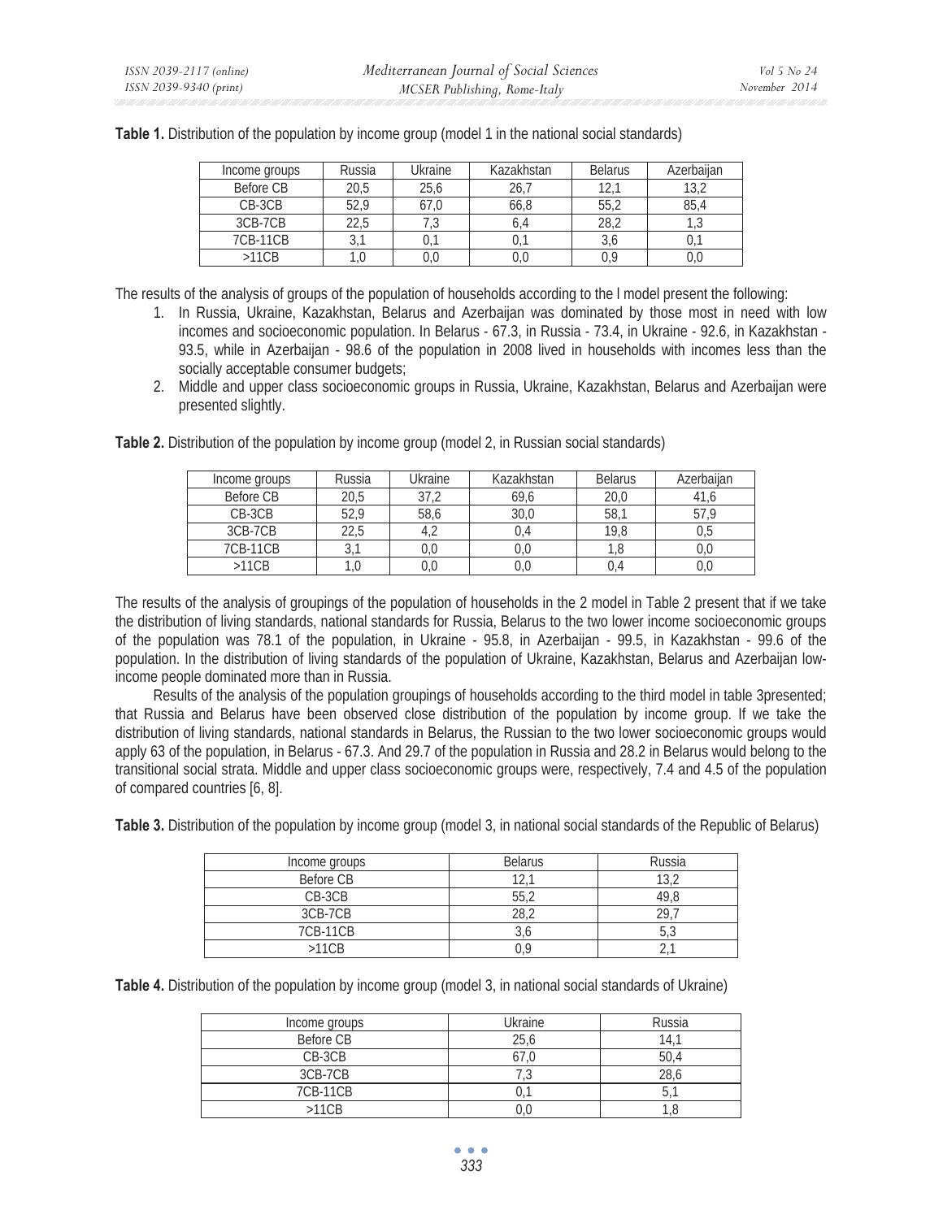**Table 1.** Distribution of the population by income group (model 1 in the national social standards)

| Income groups | Russia | Ukraine | Kazakhstan | Belarus | Azerbaijan |
|---|---|---|---|---|---|
| Before CB | 20,5 | 25,6 | 26,7 | 12,1 | 13,2 |
| CB-3CB | 52,9 | 67,0 | 66,8 | 55,2 | 85,4 |
| 3CB-7CB | 22,5 | 7,3 | 6,4 | 28,2 | 1,3 |
| 7CB-11CB | 3,1 | 0,1 | 0,1 | 3,6 | 0,1 |
| >11CB | 1,0 | 0,0 | 0,0 | 0,9 | 0,0 |

The results of the analysis of groups of the population of households according to the l model present the following:

1. In Russia, Ukraine, Kazakhstan, Belarus and Azerbaijan was dominated by those most in need with low incomes and socioeconomic population. In Belarus - 67.3, in Russia - 73.4, in Ukraine - 92.6, in Kazakhstan - 93.5, while in Azerbaijan - 98.6 of the population in 2008 lived in households with incomes less than the socially acceptable consumer budgets;
2. Middle and upper class socioeconomic groups in Russia, Ukraine, Kazakhstan, Belarus and Azerbaijan were presented slightly.

**Table 2.** Distribution of the population by income group (model 2, in Russian social standards)

| Income groups | Russia | Ukraine | Kazakhstan | Belarus | Azerbaijan |
|---|---|---|---|---|---|
| Before CB | 20,5 | 37,2 | 69,6 | 20,0 | 41,6 |
| CB-3CB | 52,9 | 58,6 | 30,0 | 58,1 | 57,9 |
| 3CB-7CB | 22,5 | 4,2 | 0,4 | 19,8 | 0,5 |
| 7CB-11CB | 3,1 | 0,0 | 0,0 | 1,8 | 0,0 |
| >11CB | 1,0 | 0,0 | 0,0 | 0,4 | 0,0 |

The results of the analysis of groupings of the population of households in the 2 model in Table 2 present that if we take the distribution of living standards, national standards for Russia, Belarus to the two lower income socioeconomic groups of the population was 78.1 of the population, in Ukraine - 95.8, in Azerbaijan - 99.5, in Kazakhstan - 99.6 of the population. In the distribution of living standards of the population of Ukraine, Kazakhstan, Belarus and Azerbaijan low-income people dominated more than in Russia.

Results of the analysis of the population groupings of households according to the third model in table 3presented; that Russia and Belarus have been observed close distribution of the population by income group. If we take the distribution of living standards, national standards in Belarus, the Russian to the two lower socioeconomic groups would apply 63 of the population, in Belarus - 67.3. And 29.7 of the population in Russia and 28.2 in Belarus would belong to the transitional social strata. Middle and upper class socioeconomic groups were, respectively, 7.4 and 4.5 of the population of compared countries [6, 8].

**Table 3.** Distribution of the population by income group (model 3, in national social standards of the Republic of Belarus)

| Income groups | Belarus | Russia |
|---|---|---|
| Before CB | 12,1 | 13,2 |
| CB-3CB | 55,2 | 49,8 |
| 3CB-7CB | 28,2 | 29,7 |
| 7CB-11CB | 3,6 | 5,3 |
| >11CB | 0,9 | 2,1 |

**Table 4.** Distribution of the population by income group (model 3, in national social standards of Ukraine)

| Income groups | Ukraine | Russia |
|---|---|---|
| Before CB | 25,6 | 14,1 |
| CB-3CB | 67,0 | 50,4 |
| 3CB-7CB | 7,3 | 28,6 |
| 7CB-11CB | 0,1 | 5,1 |
| >11CB | 0,0 | 1,8 |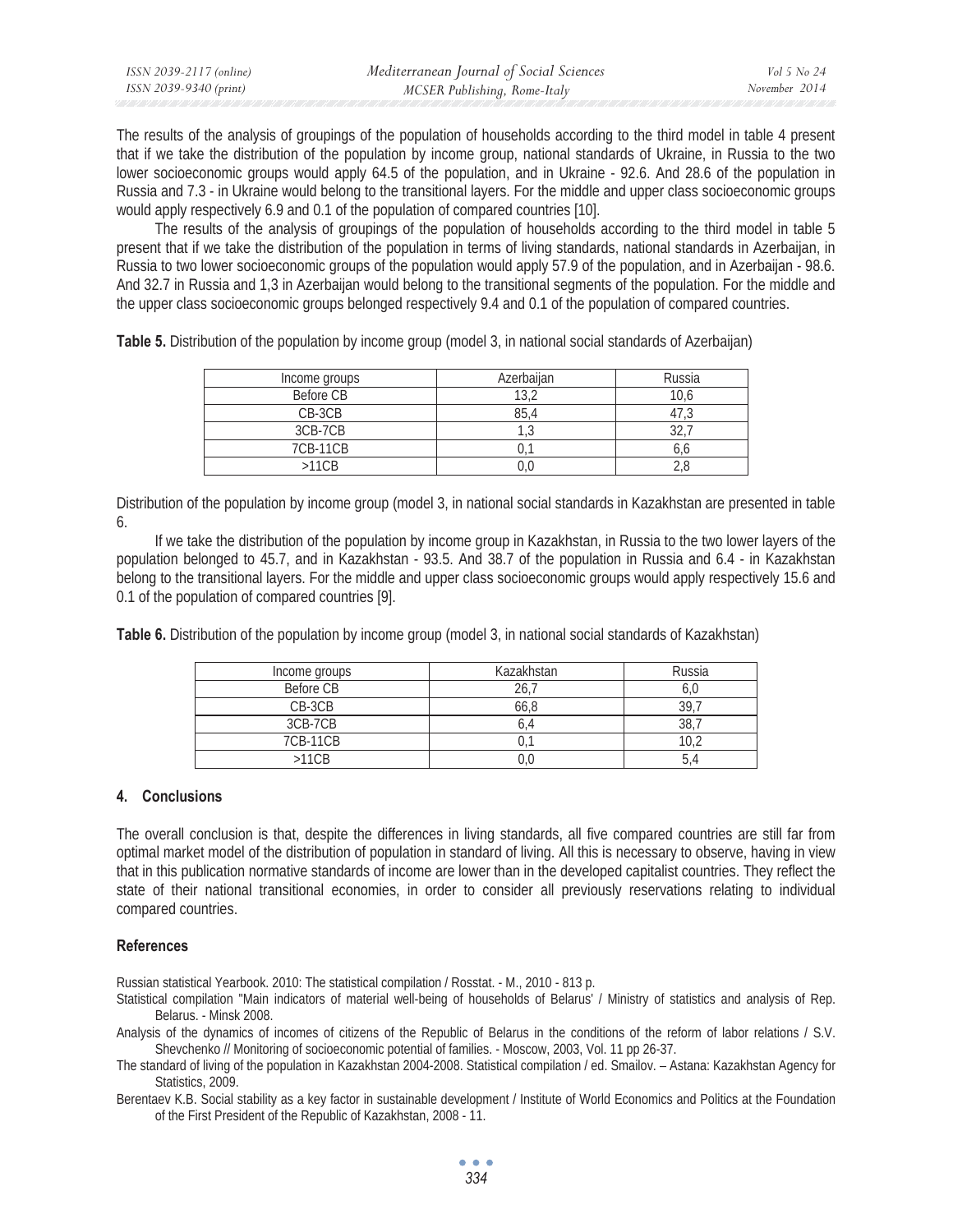The results of the analysis of groupings of the population of households according to the third model in table 4 present that if we take the distribution of the population by income group, national standards of Ukraine, in Russia to the two lower socioeconomic groups would apply 64.5 of the population, and in Ukraine - 92.6. And 28.6 of the population in Russia and 7.3 - in Ukraine would belong to the transitional layers. For the middle and upper class socioeconomic groups would apply respectively 6.9 and 0.1 of the population of compared countries [10].

The results of the analysis of groupings of the population of households according to the third model in table 5 present that if we take the distribution of the population in terms of living standards, national standards in Azerbaijan, in Russia to two lower socioeconomic groups of the population would apply 57.9 of the population, and in Azerbaijan - 98.6. And 32.7 in Russia and 1,3 in Azerbaijan would belong to the transitional segments of the population. For the middle and the upper class socioeconomic groups belonged respectively 9.4 and 0.1 of the population of compared countries.

**Table 5.** Distribution of the population by income group (model 3, in national social standards of Azerbaijan)

| Income groups | Azerbaijan | Russia |
|---|---|---|
| Before CB | 13,2 | 10,6 |
| CB-3CB | 85,4 | 47,3 |
| 3CB-7CB | 1,3 | 32,7 |
| 7CB-11CB | 0,1 | 6,6 |
| >11CB | 0,0 | 2,8 |

Distribution of the population by income group (model 3, in national social standards in Kazakhstan are presented in table 6.

If we take the distribution of the population by income group in Kazakhstan, in Russia to the two lower layers of the population belonged to 45.7, and in Kazakhstan - 93.5. And 38.7 of the population in Russia and 6.4 - in Kazakhstan belong to the transitional layers. For the middle and upper class socioeconomic groups would apply respectively 15.6 and 0.1 of the population of compared countries [9].

**Table 6.** Distribution of the population by income group (model 3, in national social standards of Kazakhstan)

| Income groups | Kazakhstan | Russia |
|---|---|---|
| Before CB | 26,7 | 6,0 |
| CB-3CB | 66,8 | 39,7 |
| 3CB-7CB | 6,4 | 38,7 |
| 7CB-11CB | 0,1 | 10,2 |
| >11CB | 0,0 | 5,4 |

## 4. Conclusions

The overall conclusion is that, despite the differences in living standards, all five compared countries are still far from optimal market model of the distribution of population in standard of living. All this is necessary to observe, having in view that in this publication normative standards of income are lower than in the developed capitalist countries. They reflect the state of their national transitional economies, in order to consider all previously reservations relating to individual compared countries.

## References

Russian statistical Yearbook. 2010: The statistical compilation / Rosstat. - M., 2010 - 813 p.

Statistical compilation "Main indicators of material well-being of households of Belarus' / Ministry of statistics and analysis of Rep. Belarus. - Minsk 2008.

Analysis of the dynamics of incomes of citizens of the Republic of Belarus in the conditions of the reform of labor relations / S.V. Shevchenko // Monitoring of socioeconomic potential of families. - Moscow, 2003, Vol. 11 pp 26-37.

The standard of living of the population in Kazakhstan 2004-2008. Statistical compilation / ed. Smailov. – Astana: Kazakhstan Agency for Statistics, 2009.

Berentaev K.B. Social stability as a key factor in sustainable development / Institute of World Economics and Politics at the Foundation of the First President of the Republic of Kazakhstan, 2008 - 11.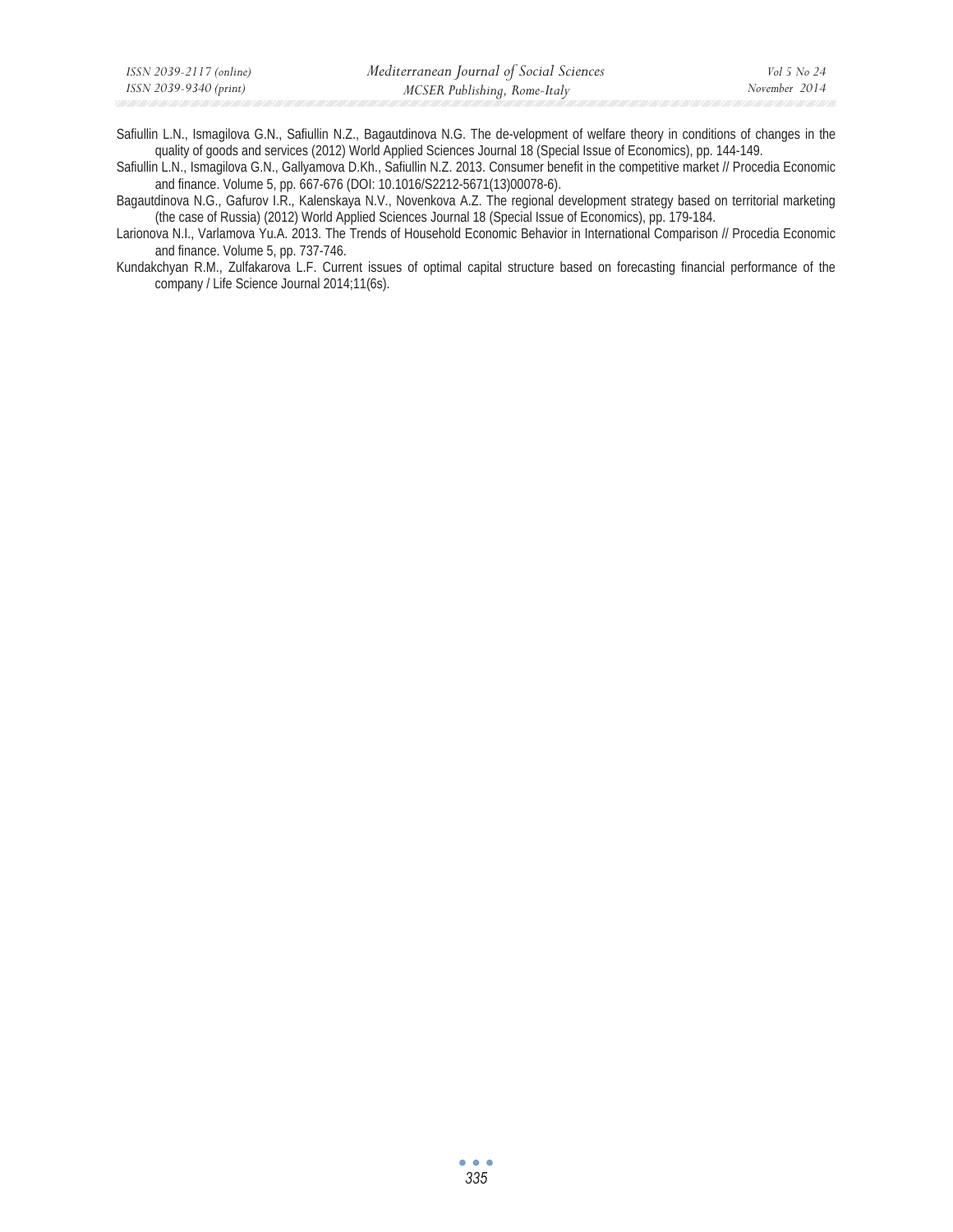Safiullin L.N., Ismagilova G.N., Safiullin N.Z., Bagautdinova N.G. The de-velopment of welfare theory in conditions of changes in the quality of goods and services (2012) World Applied Sciences Journal 18 (Special Issue of Economics), pp. 144-149.

Safiullin L.N., Ismagilova G.N., Gallyamova D.Kh., Safiullin N.Z. 2013. Consumer benefit in the competitive market // Procedia Economic and finance. Volume 5, pp. 667-676 (DOI: 10.1016/S2212-5671(13)00078-6).

Bagautdinova N.G., Gafurov I.R., Kalenskaya N.V., Novenkova A.Z. The regional development strategy based on territorial marketing (the case of Russia) (2012) World Applied Sciences Journal 18 (Special Issue of Economics), pp. 179-184.

Larionova N.I., Varlamova Yu.A. 2013. The Trends of Household Economic Behavior in International Comparison // Procedia Economic and finance. Volume 5, pp. 737-746.

Kundakchyan R.M., Zulfakarova L.F. Current issues of optimal capital structure based on forecasting financial performance of the company / Life Science Journal 2014;11(6s).